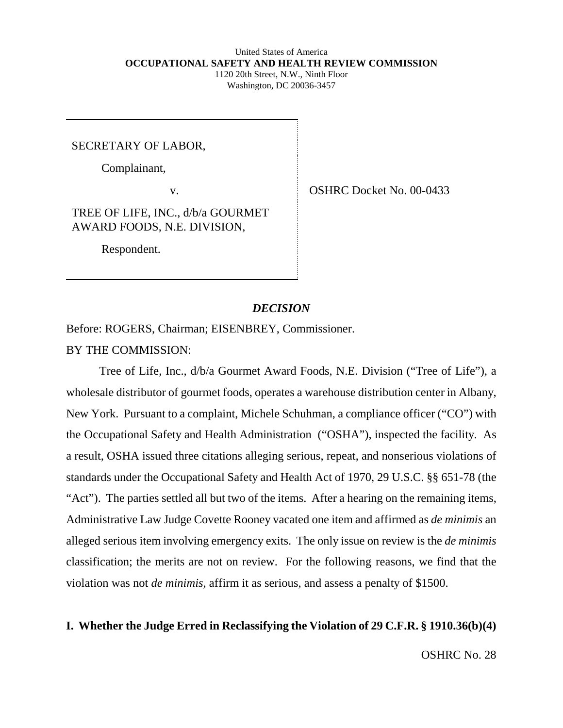United States of America
**OCCUPATIONAL SAFETY AND HEALTH REVIEW COMMISSION**
1120 20th Street, N.W., Ninth Floor
Washington, DC 20036-3457

| | |
|---|---|
| SECRETARY OF LABOR, | |
| Complainant, | |
| v. | OSHRC Docket No. 00-0433 |
| TREE OF LIFE, INC., d/b/a GOURMET AWARD FOODS, N.E. DIVISION, | |
| Respondent. | |

***DECISION***

Before: ROGERS, Chairman; EISENBREY, Commissioner.

BY THE COMMISSION:

Tree of Life, Inc., d/b/a Gourmet Award Foods, N.E. Division ("Tree of Life"), a wholesale distributor of gourmet foods, operates a warehouse distribution center in Albany, New York. Pursuant to a complaint, Michele Schuhman, a compliance officer ("CO") with the Occupational Safety and Health Administration ("OSHA"), inspected the facility. As a result, OSHA issued three citations alleging serious, repeat, and nonserious violations of standards under the Occupational Safety and Health Act of 1970, 29 U.S.C. §§ 651-78 (the "Act"). The parties settled all but two of the items. After a hearing on the remaining items, Administrative Law Judge Covette Rooney vacated one item and affirmed as *de minimis* an alleged serious item involving emergency exits. The only issue on review is the *de minimis* classification; the merits are not on review. For the following reasons, we find that the violation was not *de minimis,* affirm it as serious, and assess a penalty of $1500.

**I. Whether the Judge Erred in Reclassifying the Violation of 29 C.F.R. § 1910.36(b)(4)**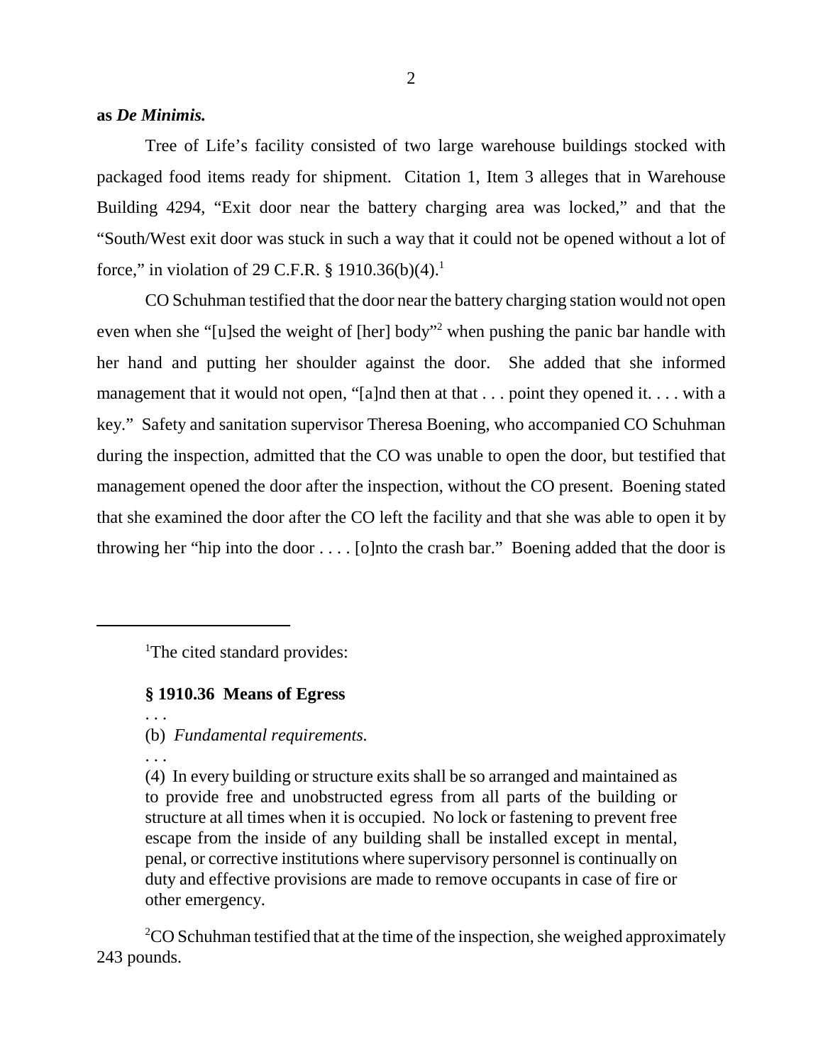**as *De Minimis.***

Tree of Life's facility consisted of two large warehouse buildings stocked with packaged food items ready for shipment. Citation 1, Item 3 alleges that in Warehouse Building 4294, "Exit door near the battery charging area was locked," and that the "South/West exit door was stuck in such a way that it could not be opened without a lot of force," in violation of 29 C.F.R. § 1910.36(b)(4).[1]

CO Schuhman testified that the door near the battery charging station would not open even when she "[u]sed the weight of [her] body"[2] when pushing the panic bar handle with her hand and putting her shoulder against the door. She added that she informed management that it would not open, "[a]nd then at that . . . point they opened it. . . . with a key." Safety and sanitation supervisor Theresa Boening, who accompanied CO Schuhman during the inspection, admitted that the CO was unable to open the door, but testified that management opened the door after the inspection, without the CO present. Boening stated that she examined the door after the CO left the facility and that she was able to open it by throwing her "hip into the door . . . . [o]nto the crash bar." Boening added that the door is

---

[1]The cited standard provides:

**§ 1910.36 Means of Egress**

. . .

(b) *Fundamental requirements.*

. . .

(4) In every building or structure exits shall be so arranged and maintained as to provide free and unobstructed egress from all parts of the building or structure at all times when it is occupied. No lock or fastening to prevent free escape from the inside of any building shall be installed except in mental, penal, or corrective institutions where supervisory personnel is continually on duty and effective provisions are made to remove occupants in case of fire or other emergency.

[2]CO Schuhman testified that at the time of the inspection, she weighed approximately 243 pounds.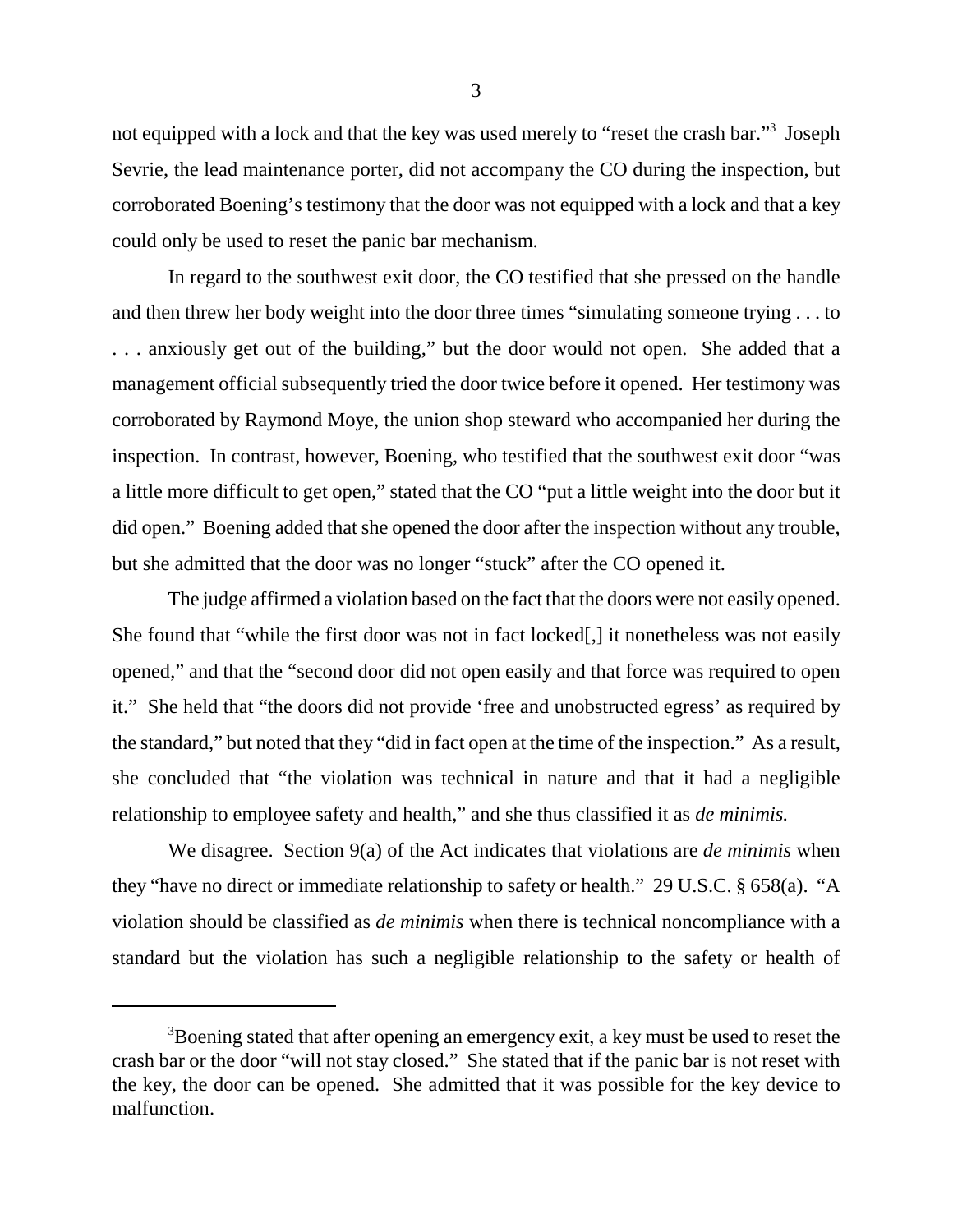not equipped with a lock and that the key was used merely to "reset the crash bar."[3] Joseph Sevrie, the lead maintenance porter, did not accompany the CO during the inspection, but corroborated Boening's testimony that the door was not equipped with a lock and that a key could only be used to reset the panic bar mechanism.

In regard to the southwest exit door, the CO testified that she pressed on the handle and then threw her body weight into the door three times "simulating someone trying . . . to . . . anxiously get out of the building," but the door would not open. She added that a management official subsequently tried the door twice before it opened. Her testimony was corroborated by Raymond Moye, the union shop steward who accompanied her during the inspection. In contrast, however, Boening, who testified that the southwest exit door "was a little more difficult to get open," stated that the CO "put a little weight into the door but it did open." Boening added that she opened the door after the inspection without any trouble, but she admitted that the door was no longer "stuck" after the CO opened it.

The judge affirmed a violation based on the fact that the doors were not easily opened. She found that "while the first door was not in fact locked[,] it nonetheless was not easily opened," and that the "second door did not open easily and that force was required to open it." She held that "the doors did not provide 'free and unobstructed egress' as required by the standard," but noted that they "did in fact open at the time of the inspection." As a result, she concluded that "the violation was technical in nature and that it had a negligible relationship to employee safety and health," and she thus classified it as *de minimis.*

We disagree. Section 9(a) of the Act indicates that violations are *de minimis* when they "have no direct or immediate relationship to safety or health." 29 U.S.C. § 658(a). "A violation should be classified as *de minimis* when there is technical noncompliance with a standard but the violation has such a negligible relationship to the safety or health of

---

[3] Boening stated that after opening an emergency exit, a key must be used to reset the crash bar or the door "will not stay closed." She stated that if the panic bar is not reset with the key, the door can be opened. She admitted that it was possible for the key device to malfunction.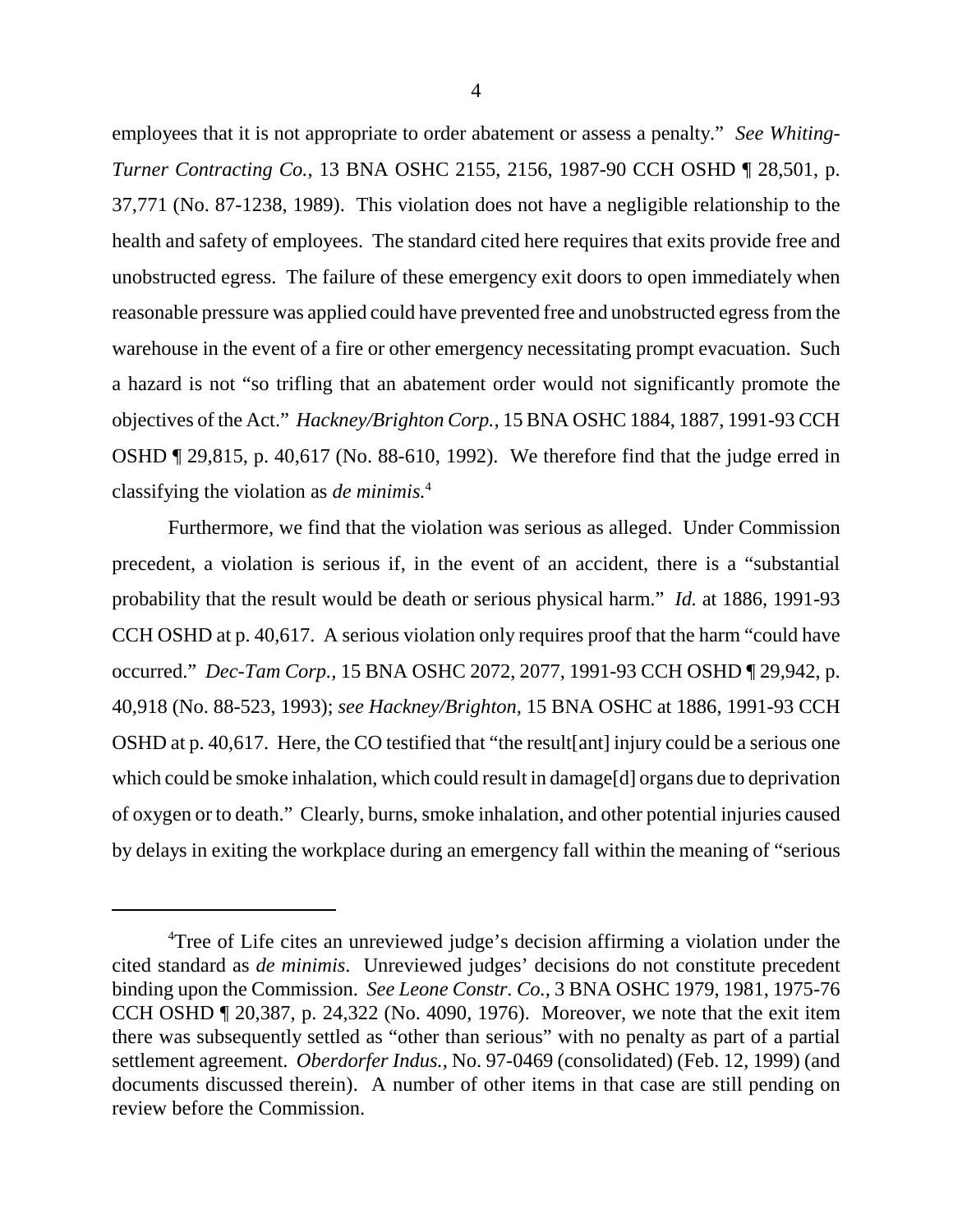employees that it is not appropriate to order abatement or assess a penalty." *See Whiting-Turner Contracting Co.*, 13 BNA OSHC 2155, 2156, 1987-90 CCH OSHD ¶ 28,501, p. 37,771 (No. 87-1238, 1989). This violation does not have a negligible relationship to the health and safety of employees. The standard cited here requires that exits provide free and unobstructed egress. The failure of these emergency exit doors to open immediately when reasonable pressure was applied could have prevented free and unobstructed egress from the warehouse in the event of a fire or other emergency necessitating prompt evacuation. Such a hazard is not "so trifling that an abatement order would not significantly promote the objectives of the Act." *Hackney/Brighton Corp.*, 15 BNA OSHC 1884, 1887, 1991-93 CCH OSHD ¶ 29,815, p. 40,617 (No. 88-610, 1992). We therefore find that the judge erred in classifying the violation as *de minimis*.[4]

Furthermore, we find that the violation was serious as alleged. Under Commission precedent, a violation is serious if, in the event of an accident, there is a "substantial probability that the result would be death or serious physical harm." *Id.* at 1886, 1991-93 CCH OSHD at p. 40,617. A serious violation only requires proof that the harm "could have occurred." *Dec-Tam Corp.*, 15 BNA OSHC 2072, 2077, 1991-93 CCH OSHD ¶ 29,942, p. 40,918 (No. 88-523, 1993); *see Hackney/Brighton*, 15 BNA OSHC at 1886, 1991-93 CCH OSHD at p. 40,617. Here, the CO testified that "the result[ant] injury could be a serious one which could be smoke inhalation, which could result in damage[d] organs due to deprivation of oxygen or to death." Clearly, burns, smoke inhalation, and other potential injuries caused by delays in exiting the workplace during an emergency fall within the meaning of "serious

---

[4]Tree of Life cites an unreviewed judge's decision affirming a violation under the cited standard as *de minimis*. Unreviewed judges' decisions do not constitute precedent binding upon the Commission. *See Leone Constr. Co.*, 3 BNA OSHC 1979, 1981, 1975-76 CCH OSHD ¶ 20,387, p. 24,322 (No. 4090, 1976). Moreover, we note that the exit item there was subsequently settled as "other than serious" with no penalty as part of a partial settlement agreement. *Oberdorfer Indus.*, No. 97-0469 (consolidated) (Feb. 12, 1999) (and documents discussed therein). A number of other items in that case are still pending on review before the Commission.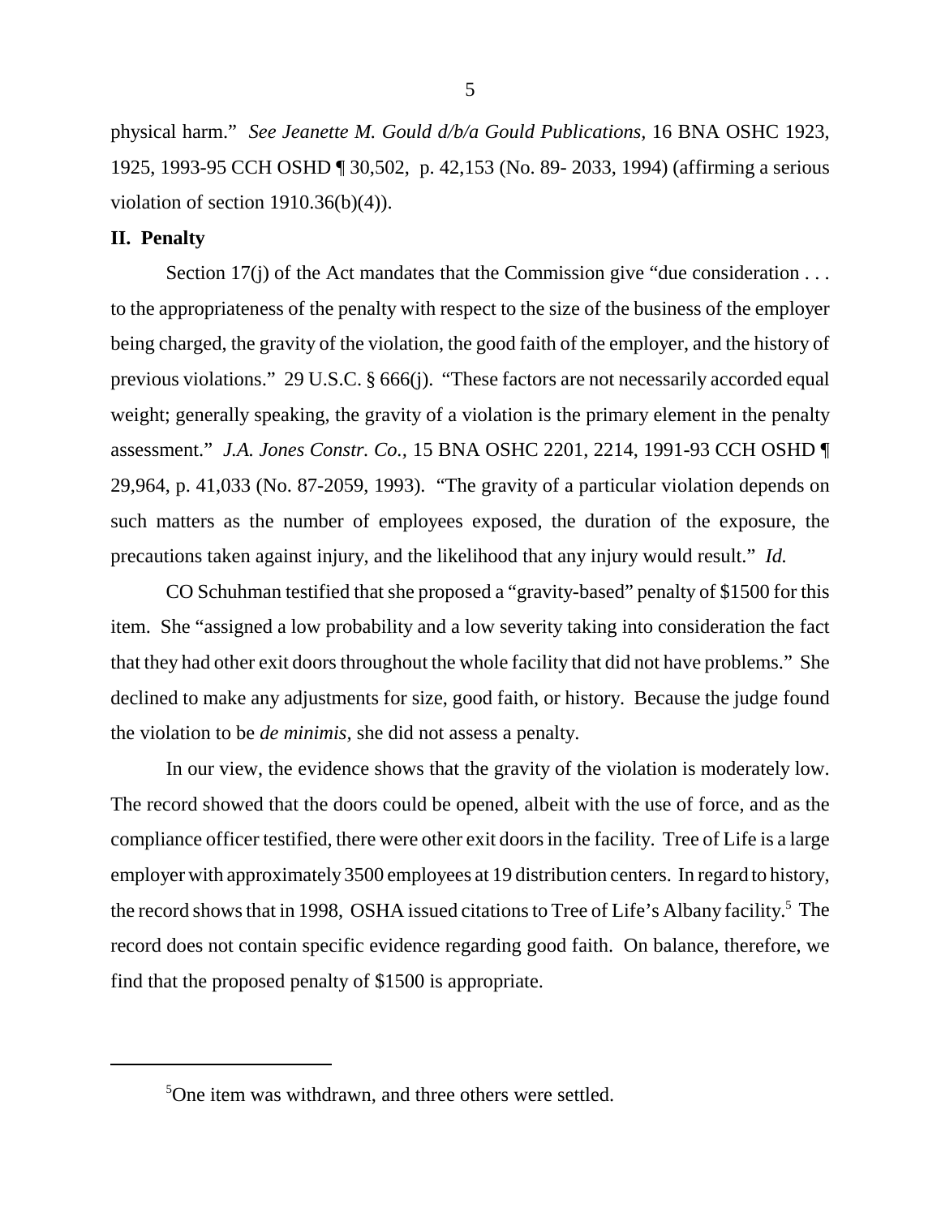physical harm." *See Jeanette M. Gould d/b/a Gould Publications,* 16 BNA OSHC 1923, 1925, 1993-95 CCH OSHD ¶ 30,502, p. 42,153 (No. 89- 2033, 1994) (affirming a serious violation of section 1910.36(b)(4)).

## II. Penalty

Section 17(j) of the Act mandates that the Commission give "due consideration . . . to the appropriateness of the penalty with respect to the size of the business of the employer being charged, the gravity of the violation, the good faith of the employer, and the history of previous violations." 29 U.S.C. § 666(j). "These factors are not necessarily accorded equal weight; generally speaking, the gravity of a violation is the primary element in the penalty assessment." *J.A. Jones Constr. Co.,* 15 BNA OSHC 2201, 2214, 1991-93 CCH OSHD ¶ 29,964, p. 41,033 (No. 87-2059, 1993). "The gravity of a particular violation depends on such matters as the number of employees exposed, the duration of the exposure, the precautions taken against injury, and the likelihood that any injury would result." *Id.*

CO Schuhman testified that she proposed a "gravity-based" penalty of $1500 for this item. She "assigned a low probability and a low severity taking into consideration the fact that they had other exit doors throughout the whole facility that did not have problems." She declined to make any adjustments for size, good faith, or history. Because the judge found the violation to be *de minimis,* she did not assess a penalty.

In our view, the evidence shows that the gravity of the violation is moderately low. The record showed that the doors could be opened, albeit with the use of force, and as the compliance officer testified, there were other exit doors in the facility. Tree of Life is a large employer with approximately 3500 employees at 19 distribution centers. In regard to history, the record shows that in 1998, OSHA issued citations to Tree of Life's Albany facility.[5] The record does not contain specific evidence regarding good faith. On balance, therefore, we find that the proposed penalty of $1500 is appropriate.

---

[5]One item was withdrawn, and three others were settled.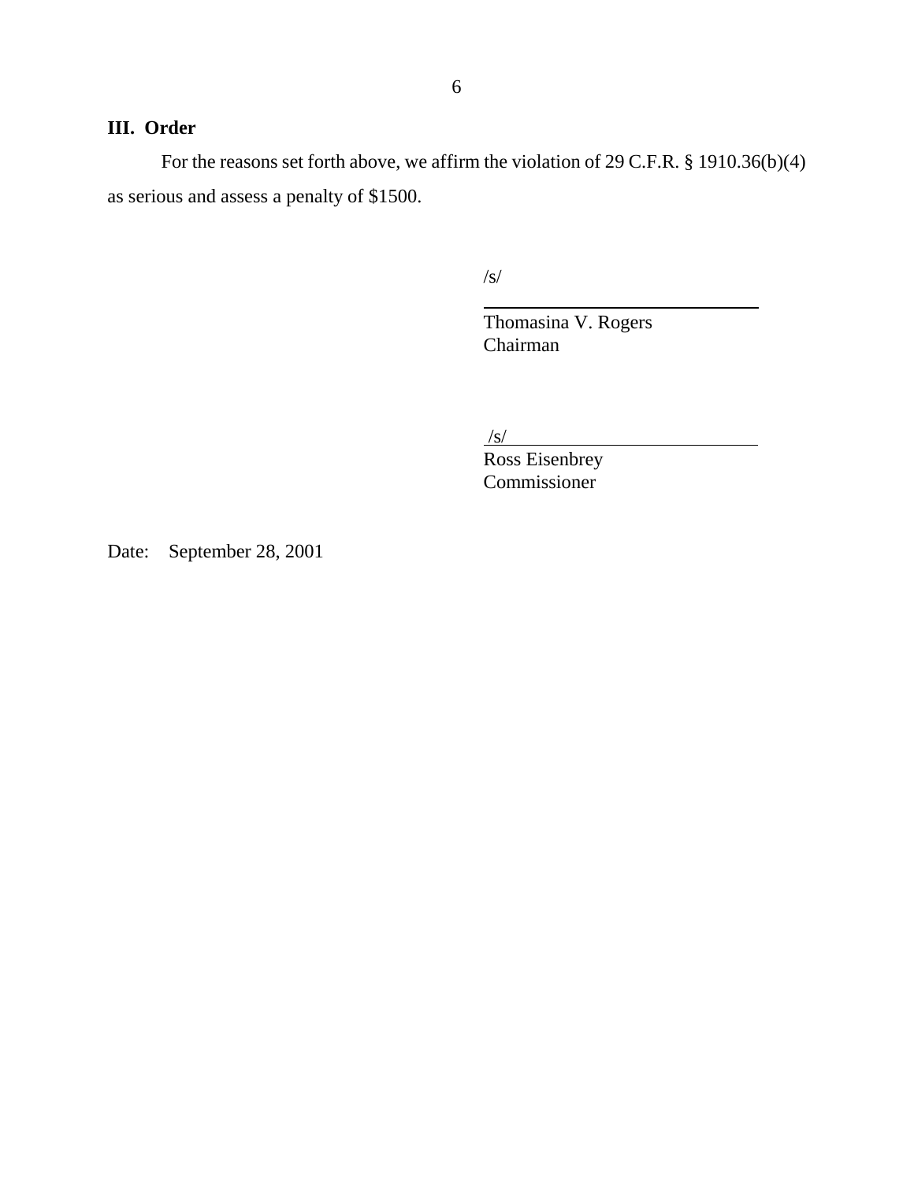## III. Order

For the reasons set forth above, we affirm the violation of 29 C.F.R. § 1910.36(b)(4) as serious and assess a penalty of $1500.

/s/

Thomasina V. Rogers
Chairman

/s/

Ross Eisenbrey
Commissioner

Date: September 28, 2001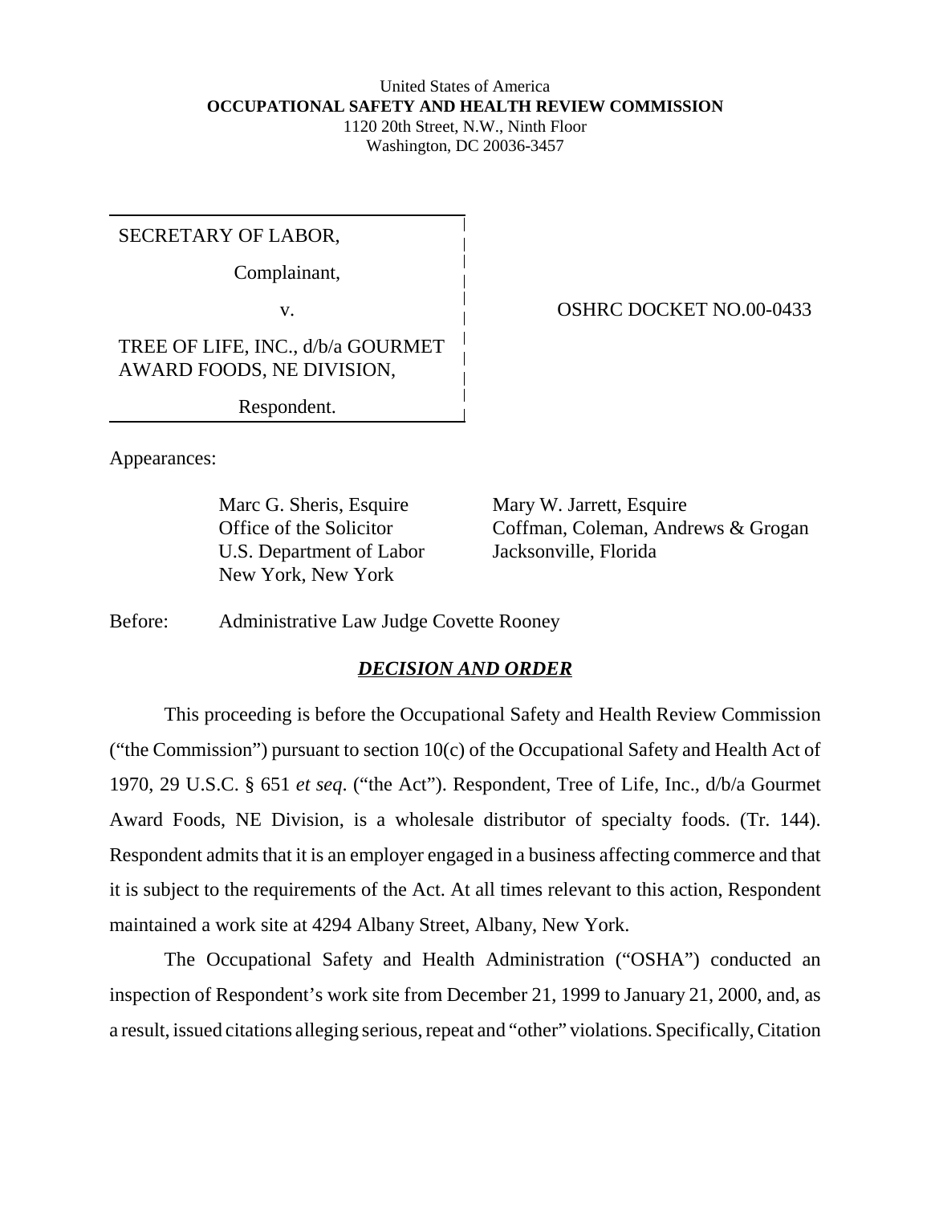United States of America
**OCCUPATIONAL SAFETY AND HEALTH REVIEW COMMISSION**
1120 20th Street, N.W., Ninth Floor
Washington, DC 20036-3457

| | |
|---|---|
| SECRETARY OF LABOR,<br><br>Complainant,<br><br>v.<br><br>TREE OF LIFE, INC., d/b/a GOURMET AWARD FOODS, NE DIVISION,<br><br>Respondent. | OSHRC DOCKET NO.00-0433 |

Appearances:

| | |
|---|---|
| Marc G. Sheris, Esquire<br>Office of the Solicitor<br>U.S. Department of Labor<br>New York, New York | Mary W. Jarrett, Esquire<br>Coffman, Coleman, Andrews & Grogan<br>Jacksonville, Florida |

Before: Administrative Law Judge Covette Rooney

## ***DECISION AND ORDER***

This proceeding is before the Occupational Safety and Health Review Commission ("the Commission") pursuant to section 10(c) of the Occupational Safety and Health Act of 1970, 29 U.S.C. § 651 *et seq*. ("the Act"). Respondent, Tree of Life, Inc., d/b/a Gourmet Award Foods, NE Division, is a wholesale distributor of specialty foods. (Tr. 144). Respondent admits that it is an employer engaged in a business affecting commerce and that it is subject to the requirements of the Act. At all times relevant to this action, Respondent maintained a work site at 4294 Albany Street, Albany, New York.

The Occupational Safety and Health Administration ("OSHA") conducted an inspection of Respondent's work site from December 21, 1999 to January 21, 2000, and, as a result, issued citations alleging serious, repeat and "other" violations. Specifically, Citation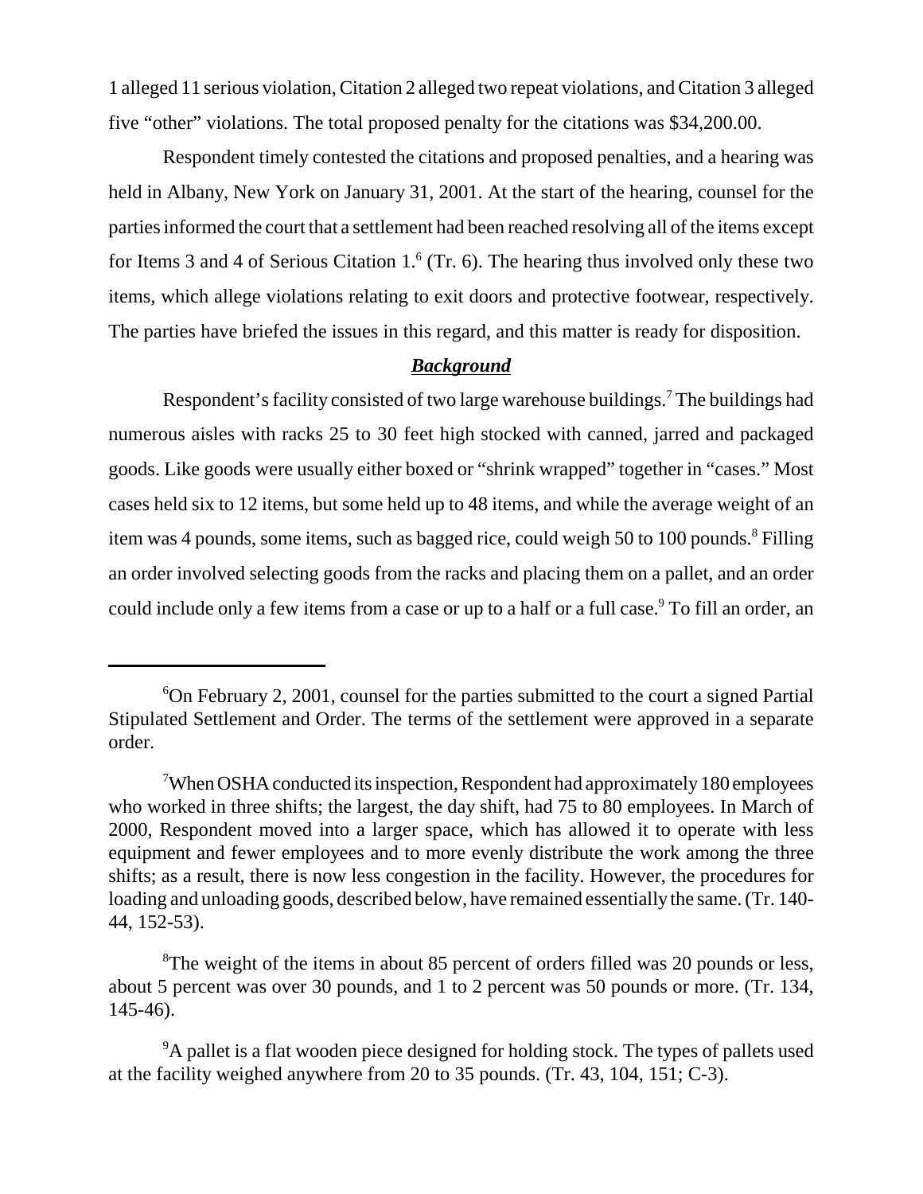1 alleged 11 serious violation, Citation 2 alleged two repeat violations, and Citation 3 alleged five "other" violations. The total proposed penalty for the citations was $34,200.00.

Respondent timely contested the citations and proposed penalties, and a hearing was held in Albany, New York on January 31, 2001. At the start of the hearing, counsel for the parties informed the court that a settlement had been reached resolving all of the items except for Items 3 and 4 of Serious Citation 1.[6] (Tr. 6). The hearing thus involved only these two items, which allege violations relating to exit doors and protective footwear, respectively. The parties have briefed the issues in this regard, and this matter is ready for disposition.

## ***Background***

Respondent's facility consisted of two large warehouse buildings.[7] The buildings had numerous aisles with racks 25 to 30 feet high stocked with canned, jarred and packaged goods. Like goods were usually either boxed or "shrink wrapped" together in "cases." Most cases held six to 12 items, but some held up to 48 items, and while the average weight of an item was 4 pounds, some items, such as bagged rice, could weigh 50 to 100 pounds.[8] Filling an order involved selecting goods from the racks and placing them on a pallet, and an order could include only a few items from a case or up to a half or a full case.[9] To fill an order, an

---

[6]On February 2, 2001, counsel for the parties submitted to the court a signed Partial Stipulated Settlement and Order. The terms of the settlement were approved in a separate order.

[7]When OSHA conducted its inspection, Respondent had approximately 180 employees who worked in three shifts; the largest, the day shift, had 75 to 80 employees. In March of 2000, Respondent moved into a larger space, which has allowed it to operate with less equipment and fewer employees and to more evenly distribute the work among the three shifts; as a result, there is now less congestion in the facility. However, the procedures for loading and unloading goods, described below, have remained essentially the same. (Tr. 140-44, 152-53).

[8]The weight of the items in about 85 percent of orders filled was 20 pounds or less, about 5 percent was over 30 pounds, and 1 to 2 percent was 50 pounds or more. (Tr. 134, 145-46).

[9]A pallet is a flat wooden piece designed for holding stock. The types of pallets used at the facility weighed anywhere from 20 to 35 pounds. (Tr. 43, 104, 151; C-3).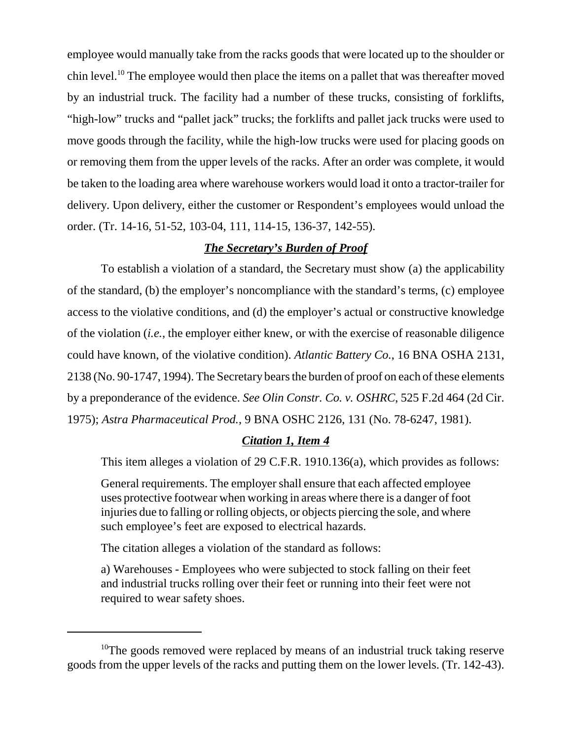employee would manually take from the racks goods that were located up to the shoulder or chin level.[10] The employee would then place the items on a pallet that was thereafter moved by an industrial truck. The facility had a number of these trucks, consisting of forklifts, "high-low" trucks and "pallet jack" trucks; the forklifts and pallet jack trucks were used to move goods through the facility, while the high-low trucks were used for placing goods on or removing them from the upper levels of the racks. After an order was complete, it would be taken to the loading area where warehouse workers would load it onto a tractor-trailer for delivery. Upon delivery, either the customer or Respondent's employees would unload the order. (Tr. 14-16, 51-52, 103-04, 111, 114-15, 136-37, 142-55).

### ***The Secretary's Burden of Proof***

To establish a violation of a standard, the Secretary must show (a) the applicability of the standard, (b) the employer's noncompliance with the standard's terms, (c) employee access to the violative conditions, and (d) the employer's actual or constructive knowledge of the violation (*i.e.*, the employer either knew, or with the exercise of reasonable diligence could have known, of the violative condition). *Atlantic Battery Co.*, 16 BNA OSHA 2131, 2138 (No. 90-1747, 1994). The Secretary bears the burden of proof on each of these elements by a preponderance of the evidence. *See Olin Constr. Co. v. OSHRC*, 525 F.2d 464 (2d Cir. 1975); *Astra Pharmaceutical Prod.*, 9 BNA OSHC 2126, 131 (No. 78-6247, 1981).

### ***Citation 1, Item 4***

This item alleges a violation of 29 C.F.R. 1910.136(a), which provides as follows:

> General requirements. The employer shall ensure that each affected employee uses protective footwear when working in areas where there is a danger of foot injuries due to falling or rolling objects, or objects piercing the sole, and where such employee's feet are exposed to electrical hazards.

The citation alleges a violation of the standard as follows:

> a) Warehouses - Employees who were subjected to stock falling on their feet and industrial trucks rolling over their feet or running into their feet were not required to wear safety shoes.

---

[10] The goods removed were replaced by means of an industrial truck taking reserve goods from the upper levels of the racks and putting them on the lower levels. (Tr. 142-43).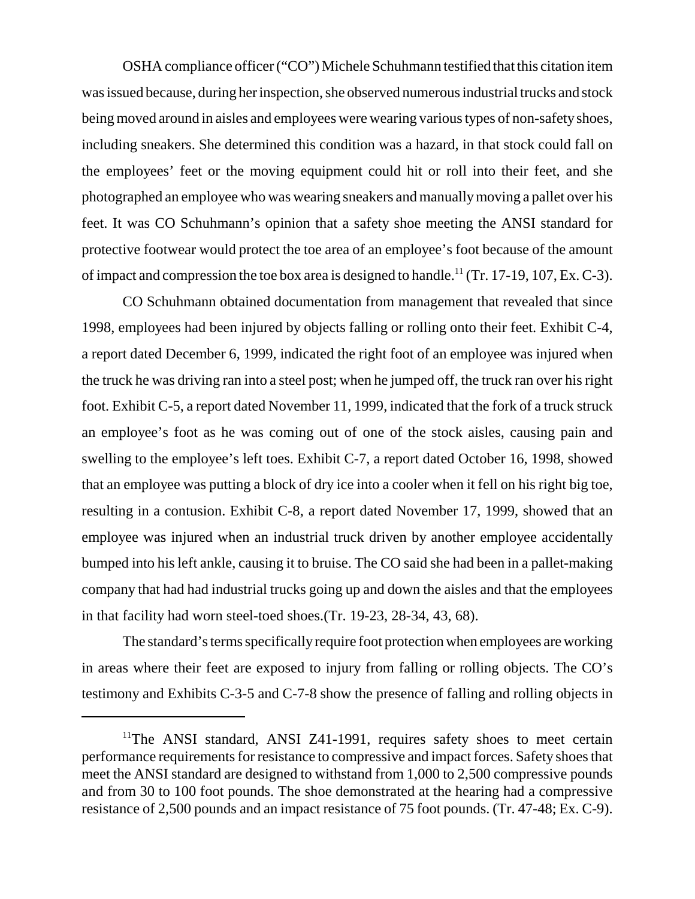OSHA compliance officer ("CO") Michele Schuhmann testified that this citation item was issued because, during her inspection, she observed numerous industrial trucks and stock being moved around in aisles and employees were wearing various types of non-safety shoes, including sneakers. She determined this condition was a hazard, in that stock could fall on the employees' feet or the moving equipment could hit or roll into their feet, and she photographed an employee who was wearing sneakers and manually moving a pallet over his feet. It was CO Schuhmann's opinion that a safety shoe meeting the ANSI standard for protective footwear would protect the toe area of an employee's foot because of the amount of impact and compression the toe box area is designed to handle.[11] (Tr. 17-19, 107, Ex. C-3).

CO Schuhmann obtained documentation from management that revealed that since 1998, employees had been injured by objects falling or rolling onto their feet. Exhibit C-4, a report dated December 6, 1999, indicated the right foot of an employee was injured when the truck he was driving ran into a steel post; when he jumped off, the truck ran over his right foot. Exhibit C-5, a report dated November 11, 1999, indicated that the fork of a truck struck an employee's foot as he was coming out of one of the stock aisles, causing pain and swelling to the employee's left toes. Exhibit C-7, a report dated October 16, 1998, showed that an employee was putting a block of dry ice into a cooler when it fell on his right big toe, resulting in a contusion. Exhibit C-8, a report dated November 17, 1999, showed that an employee was injured when an industrial truck driven by another employee accidentally bumped into his left ankle, causing it to bruise. The CO said she had been in a pallet-making company that had had industrial trucks going up and down the aisles and that the employees in that facility had worn steel-toed shoes.(Tr. 19-23, 28-34, 43, 68).

The standard's terms specifically require foot protection when employees are working in areas where their feet are exposed to injury from falling or rolling objects. The CO's testimony and Exhibits C-3-5 and C-7-8 show the presence of falling and rolling objects in

---

[11]The ANSI standard, ANSI Z41-1991, requires safety shoes to meet certain performance requirements for resistance to compressive and impact forces. Safety shoes that meet the ANSI standard are designed to withstand from 1,000 to 2,500 compressive pounds and from 30 to 100 foot pounds. The shoe demonstrated at the hearing had a compressive resistance of 2,500 pounds and an impact resistance of 75 foot pounds. (Tr. 47-48; Ex. C-9).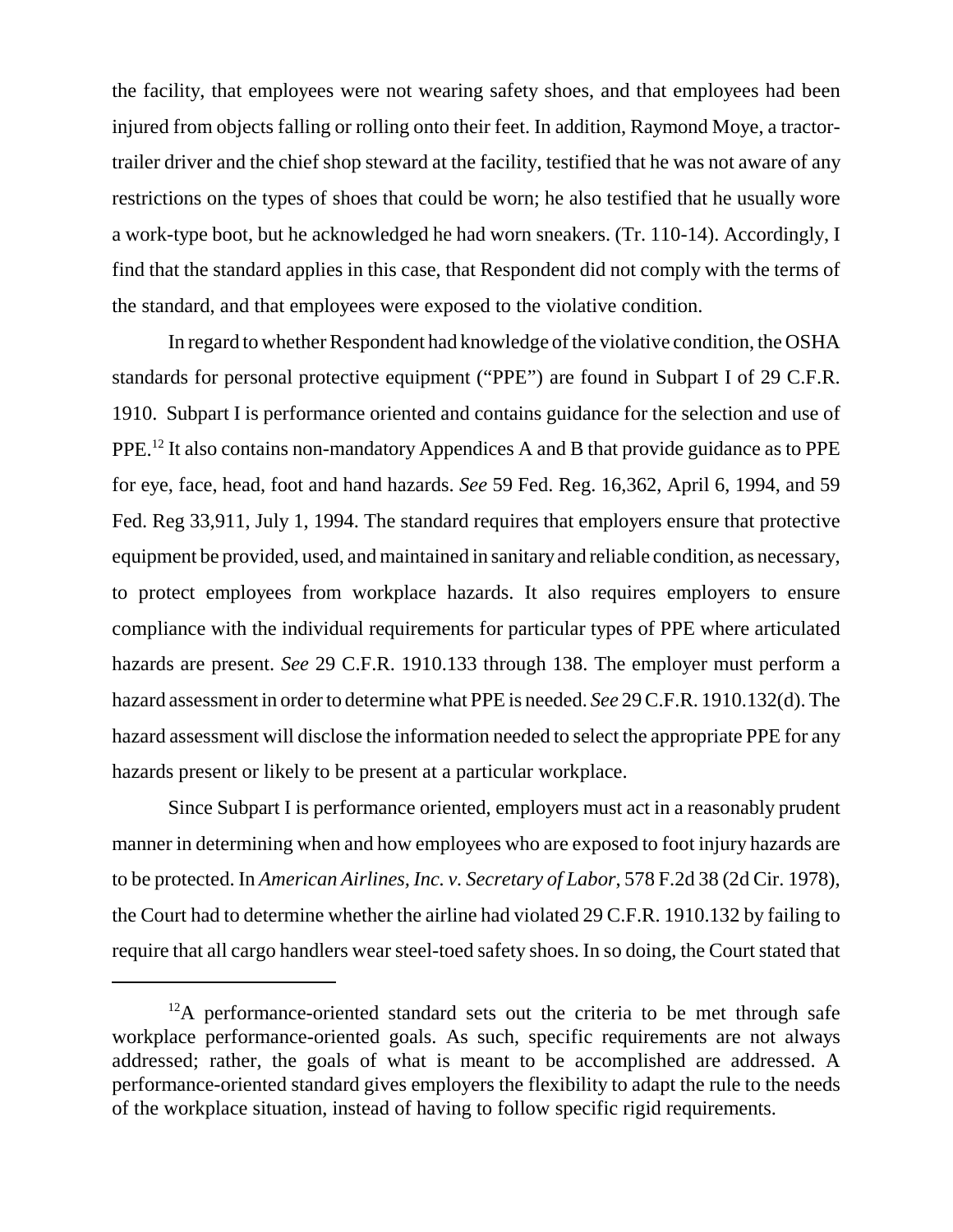the facility, that employees were not wearing safety shoes, and that employees had been injured from objects falling or rolling onto their feet. In addition, Raymond Moye, a tractor-trailer driver and the chief shop steward at the facility, testified that he was not aware of any restrictions on the types of shoes that could be worn; he also testified that he usually wore a work-type boot, but he acknowledged he had worn sneakers. (Tr. 110-14). Accordingly, I find that the standard applies in this case, that Respondent did not comply with the terms of the standard, and that employees were exposed to the violative condition.

In regard to whether Respondent had knowledge of the violative condition, the OSHA standards for personal protective equipment ("PPE") are found in Subpart I of 29 C.F.R. 1910. Subpart I is performance oriented and contains guidance for the selection and use of PPE.[12] It also contains non-mandatory Appendices A and B that provide guidance as to PPE for eye, face, head, foot and hand hazards. *See* 59 Fed. Reg. 16,362, April 6, 1994, and 59 Fed. Reg 33,911, July 1, 1994. The standard requires that employers ensure that protective equipment be provided, used, and maintained in sanitary and reliable condition, as necessary, to protect employees from workplace hazards. It also requires employers to ensure compliance with the individual requirements for particular types of PPE where articulated hazards are present. *See* 29 C.F.R. 1910.133 through 138. The employer must perform a hazard assessment in order to determine what PPE is needed. *See* 29 C.F.R. 1910.132(d). The hazard assessment will disclose the information needed to select the appropriate PPE for any hazards present or likely to be present at a particular workplace.

Since Subpart I is performance oriented, employers must act in a reasonably prudent manner in determining when and how employees who are exposed to foot injury hazards are to be protected. In *American Airlines, Inc. v. Secretary of Labor*, 578 F.2d 38 (2d Cir. 1978), the Court had to determine whether the airline had violated 29 C.F.R. 1910.132 by failing to require that all cargo handlers wear steel-toed safety shoes. In so doing, the Court stated that

---

[12] A performance-oriented standard sets out the criteria to be met through safe workplace performance-oriented goals. As such, specific requirements are not always addressed; rather, the goals of what is meant to be accomplished are addressed. A performance-oriented standard gives employers the flexibility to adapt the rule to the needs of the workplace situation, instead of having to follow specific rigid requirements.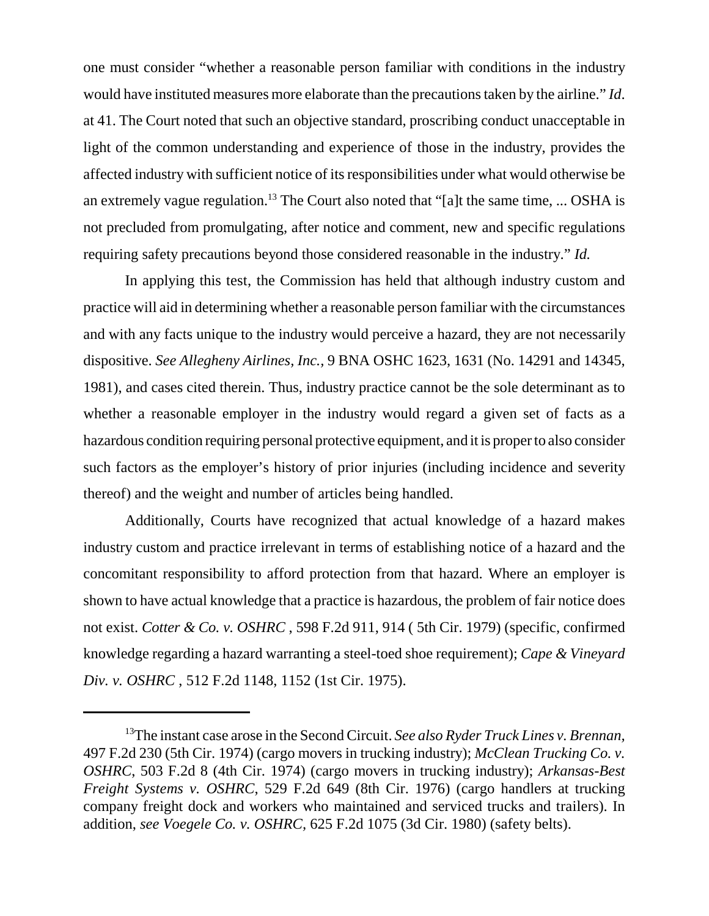one must consider "whether a reasonable person familiar with conditions in the industry would have instituted measures more elaborate than the precautions taken by the airline." *Id*. at 41. The Court noted that such an objective standard, proscribing conduct unacceptable in light of the common understanding and experience of those in the industry, provides the affected industry with sufficient notice of its responsibilities under what would otherwise be an extremely vague regulation.[13] The Court also noted that "[a]t the same time, ... OSHA is not precluded from promulgating, after notice and comment, new and specific regulations requiring safety precautions beyond those considered reasonable in the industry." *Id.*

In applying this test, the Commission has held that although industry custom and practice will aid in determining whether a reasonable person familiar with the circumstances and with any facts unique to the industry would perceive a hazard, they are not necessarily dispositive. *See Allegheny Airlines, Inc.*, 9 BNA OSHC 1623, 1631 (No. 14291 and 14345, 1981), and cases cited therein. Thus, industry practice cannot be the sole determinant as to whether a reasonable employer in the industry would regard a given set of facts as a hazardous condition requiring personal protective equipment, and it is proper to also consider such factors as the employer's history of prior injuries (including incidence and severity thereof) and the weight and number of articles being handled.

Additionally, Courts have recognized that actual knowledge of a hazard makes industry custom and practice irrelevant in terms of establishing notice of a hazard and the concomitant responsibility to afford protection from that hazard. Where an employer is shown to have actual knowledge that a practice is hazardous, the problem of fair notice does not exist. *Cotter & Co. v. OSHRC* , 598 F.2d 911, 914 ( 5th Cir. 1979) (specific, confirmed knowledge regarding a hazard warranting a steel-toed shoe requirement); *Cape & Vineyard Div. v. OSHRC* , 512 F.2d 1148, 1152 (1st Cir. 1975).

---

[13] The instant case arose in the Second Circuit. *See also Ryder Truck Lines v. Brennan*, 497 F.2d 230 (5th Cir. 1974) (cargo movers in trucking industry); *McClean Trucking Co. v. OSHRC*, 503 F.2d 8 (4th Cir. 1974) (cargo movers in trucking industry); *Arkansas-Best Freight Systems v. OSHRC*, 529 F.2d 649 (8th Cir. 1976) (cargo handlers at trucking company freight dock and workers who maintained and serviced trucks and trailers). In addition, *see Voegele Co. v. OSHRC*, 625 F.2d 1075 (3d Cir. 1980) (safety belts).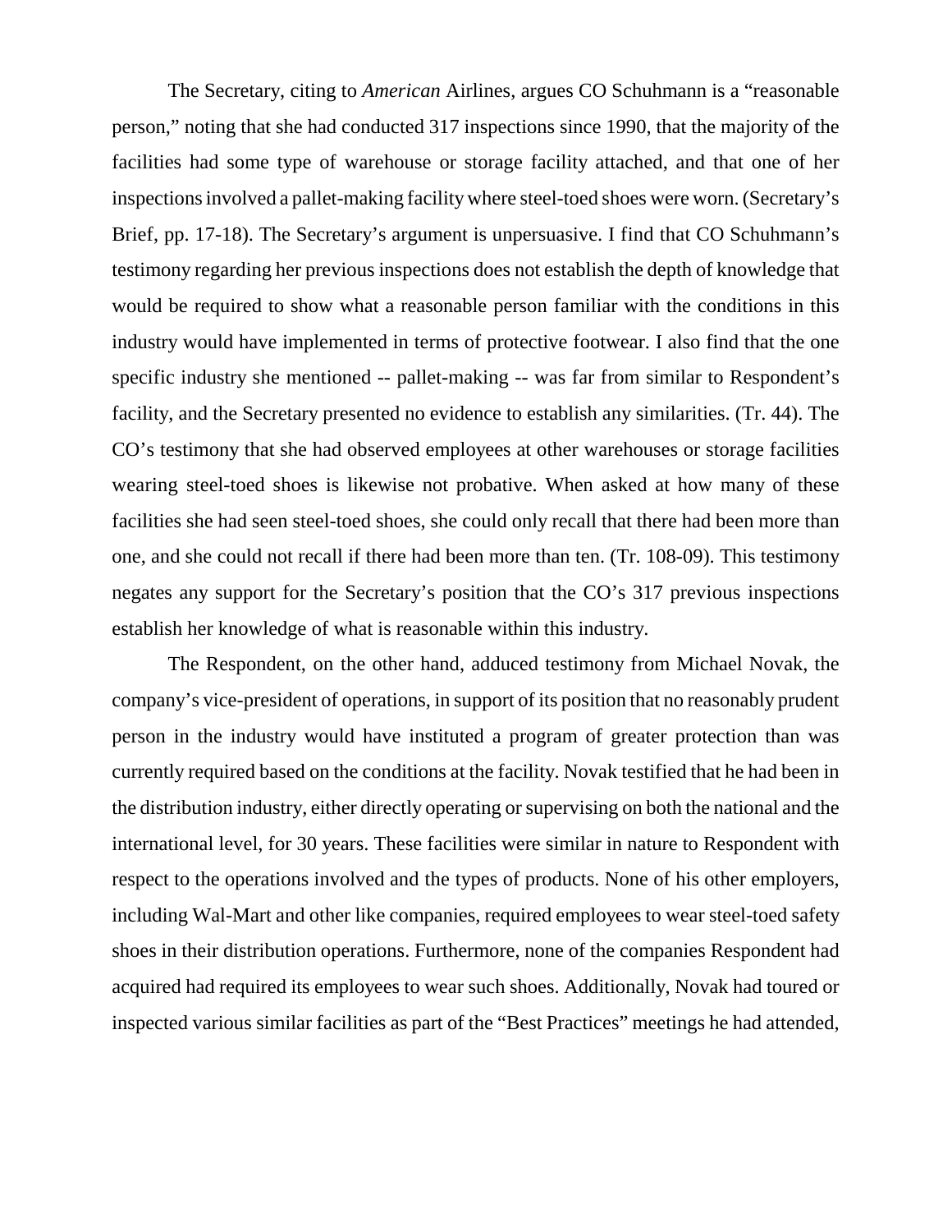The Secretary, citing to *American* Airlines, argues CO Schuhmann is a "reasonable person," noting that she had conducted 317 inspections since 1990, that the majority of the facilities had some type of warehouse or storage facility attached, and that one of her inspections involved a pallet-making facility where steel-toed shoes were worn. (Secretary's Brief, pp. 17-18). The Secretary's argument is unpersuasive. I find that CO Schuhmann's testimony regarding her previous inspections does not establish the depth of knowledge that would be required to show what a reasonable person familiar with the conditions in this industry would have implemented in terms of protective footwear. I also find that the one specific industry she mentioned -- pallet-making -- was far from similar to Respondent's facility, and the Secretary presented no evidence to establish any similarities. (Tr. 44). The CO's testimony that she had observed employees at other warehouses or storage facilities wearing steel-toed shoes is likewise not probative. When asked at how many of these facilities she had seen steel-toed shoes, she could only recall that there had been more than one, and she could not recall if there had been more than ten. (Tr. 108-09). This testimony negates any support for the Secretary's position that the CO's 317 previous inspections establish her knowledge of what is reasonable within this industry.

The Respondent, on the other hand, adduced testimony from Michael Novak, the company's vice-president of operations, in support of its position that no reasonably prudent person in the industry would have instituted a program of greater protection than was currently required based on the conditions at the facility. Novak testified that he had been in the distribution industry, either directly operating or supervising on both the national and the international level, for 30 years. These facilities were similar in nature to Respondent with respect to the operations involved and the types of products. None of his other employers, including Wal-Mart and other like companies, required employees to wear steel-toed safety shoes in their distribution operations. Furthermore, none of the companies Respondent had acquired had required its employees to wear such shoes. Additionally, Novak had toured or inspected various similar facilities as part of the "Best Practices" meetings he had attended,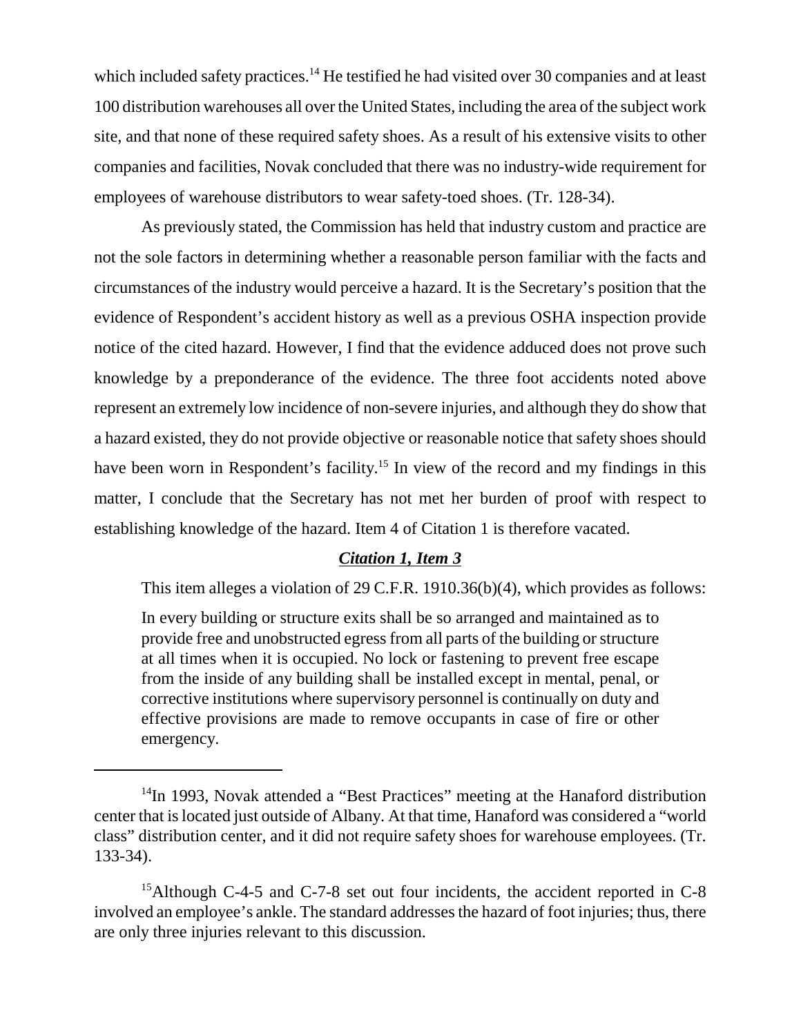which included safety practices.[14] He testified he had visited over 30 companies and at least 100 distribution warehouses all over the United States, including the area of the subject work site, and that none of these required safety shoes. As a result of his extensive visits to other companies and facilities, Novak concluded that there was no industry-wide requirement for employees of warehouse distributors to wear safety-toed shoes. (Tr. 128-34).

As previously stated, the Commission has held that industry custom and practice are not the sole factors in determining whether a reasonable person familiar with the facts and circumstances of the industry would perceive a hazard. It is the Secretary's position that the evidence of Respondent's accident history as well as a previous OSHA inspection provide notice of the cited hazard. However, I find that the evidence adduced does not prove such knowledge by a preponderance of the evidence. The three foot accidents noted above represent an extremely low incidence of non-severe injuries, and although they do show that a hazard existed, they do not provide objective or reasonable notice that safety shoes should have been worn in Respondent's facility.[15] In view of the record and my findings in this matter, I conclude that the Secretary has not met her burden of proof with respect to establishing knowledge of the hazard. Item 4 of Citation 1 is therefore vacated.

***Citation 1, Item 3***

This item alleges a violation of 29 C.F.R. 1910.36(b)(4), which provides as follows:

> In every building or structure exits shall be so arranged and maintained as to provide free and unobstructed egress from all parts of the building or structure at all times when it is occupied. No lock or fastening to prevent free escape from the inside of any building shall be installed except in mental, penal, or corrective institutions where supervisory personnel is continually on duty and effective provisions are made to remove occupants in case of fire or other emergency.

---

[14] In 1993, Novak attended a "Best Practices" meeting at the Hanaford distribution center that is located just outside of Albany. At that time, Hanaford was considered a "world class" distribution center, and it did not require safety shoes for warehouse employees. (Tr. 133-34).

[15] Although C-4-5 and C-7-8 set out four incidents, the accident reported in C-8 involved an employee's ankle. The standard addresses the hazard of foot injuries; thus, there are only three injuries relevant to this discussion.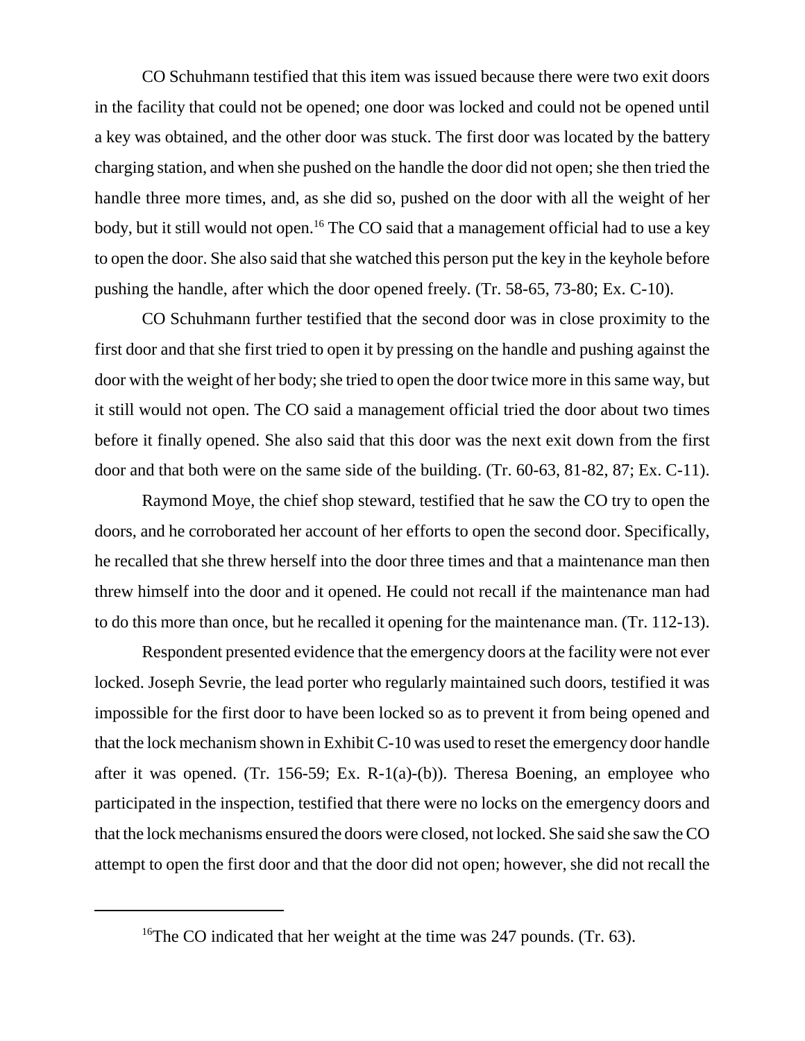CO Schuhmann testified that this item was issued because there were two exit doors in the facility that could not be opened; one door was locked and could not be opened until a key was obtained, and the other door was stuck. The first door was located by the battery charging station, and when she pushed on the handle the door did not open; she then tried the handle three more times, and, as she did so, pushed on the door with all the weight of her body, but it still would not open.[16] The CO said that a management official had to use a key to open the door. She also said that she watched this person put the key in the keyhole before pushing the handle, after which the door opened freely. (Tr. 58-65, 73-80; Ex. C-10).

CO Schuhmann further testified that the second door was in close proximity to the first door and that she first tried to open it by pressing on the handle and pushing against the door with the weight of her body; she tried to open the door twice more in this same way, but it still would not open. The CO said a management official tried the door about two times before it finally opened. She also said that this door was the next exit down from the first door and that both were on the same side of the building. (Tr. 60-63, 81-82, 87; Ex. C-11).

Raymond Moye, the chief shop steward, testified that he saw the CO try to open the doors, and he corroborated her account of her efforts to open the second door. Specifically, he recalled that she threw herself into the door three times and that a maintenance man then threw himself into the door and it opened. He could not recall if the maintenance man had to do this more than once, but he recalled it opening for the maintenance man. (Tr. 112-13).

Respondent presented evidence that the emergency doors at the facility were not ever locked. Joseph Sevrie, the lead porter who regularly maintained such doors, testified it was impossible for the first door to have been locked so as to prevent it from being opened and that the lock mechanism shown in Exhibit C-10 was used to reset the emergency door handle after it was opened. (Tr. 156-59; Ex. R-1(a)-(b)). Theresa Boening, an employee who participated in the inspection, testified that there were no locks on the emergency doors and that the lock mechanisms ensured the doors were closed, not locked. She said she saw the CO attempt to open the first door and that the door did not open; however, she did not recall the

---

[16] The CO indicated that her weight at the time was 247 pounds. (Tr. 63).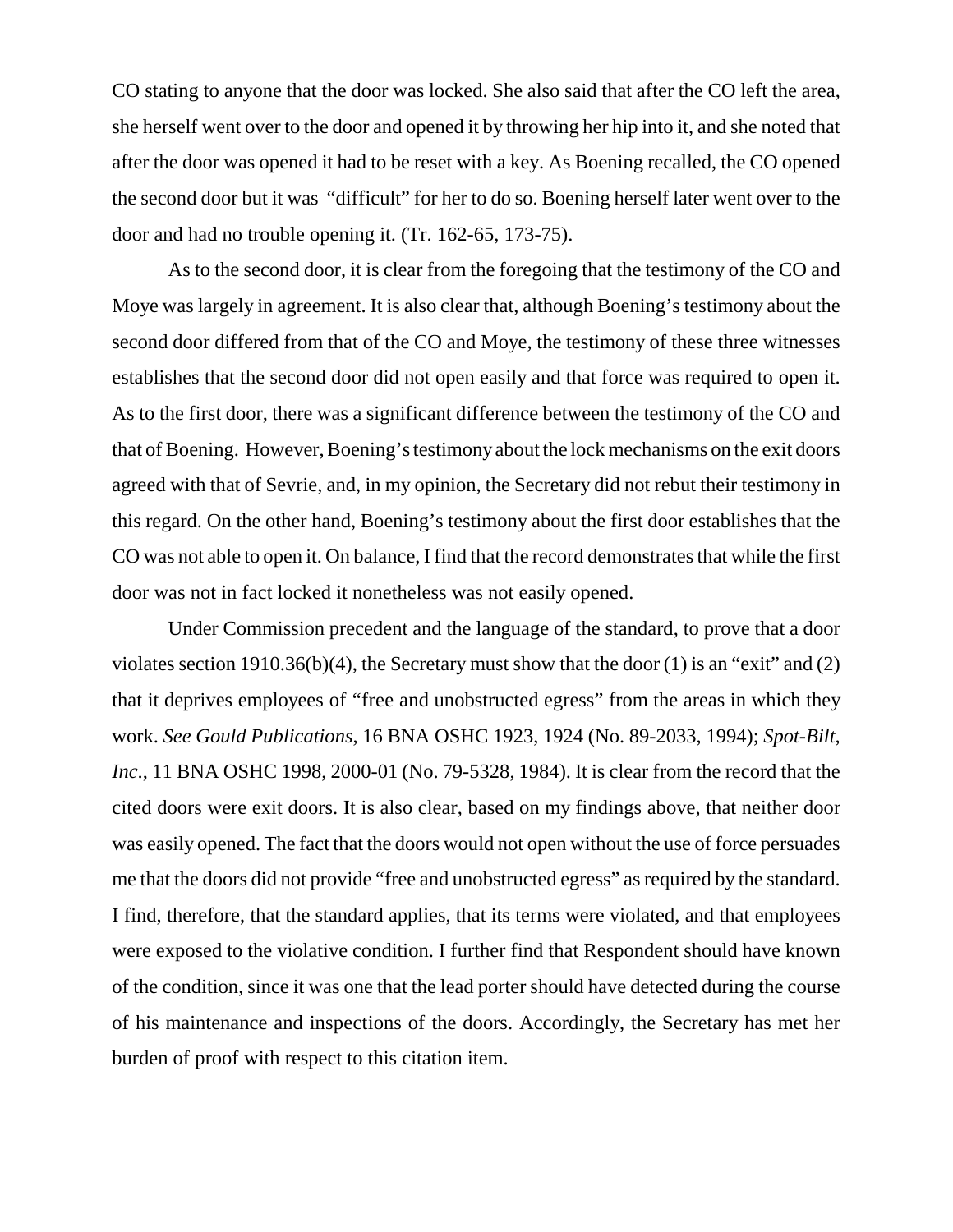CO stating to anyone that the door was locked. She also said that after the CO left the area, she herself went over to the door and opened it by throwing her hip into it, and she noted that after the door was opened it had to be reset with a key. As Boening recalled, the CO opened the second door but it was "difficult" for her to do so. Boening herself later went over to the door and had no trouble opening it. (Tr. 162-65, 173-75).

As to the second door, it is clear from the foregoing that the testimony of the CO and Moye was largely in agreement. It is also clear that, although Boening's testimony about the second door differed from that of the CO and Moye, the testimony of these three witnesses establishes that the second door did not open easily and that force was required to open it. As to the first door, there was a significant difference between the testimony of the CO and that of Boening. However, Boening's testimony about the lock mechanisms on the exit doors agreed with that of Sevrie, and, in my opinion, the Secretary did not rebut their testimony in this regard. On the other hand, Boening's testimony about the first door establishes that the CO was not able to open it. On balance, I find that the record demonstrates that while the first door was not in fact locked it nonetheless was not easily opened.

Under Commission precedent and the language of the standard, to prove that a door violates section 1910.36(b)(4), the Secretary must show that the door (1) is an "exit" and (2) that it deprives employees of "free and unobstructed egress" from the areas in which they work. *See Gould Publications*, 16 BNA OSHC 1923, 1924 (No. 89-2033, 1994); *Spot-Bilt, Inc*., 11 BNA OSHC 1998, 2000-01 (No. 79-5328, 1984). It is clear from the record that the cited doors were exit doors. It is also clear, based on my findings above, that neither door was easily opened. The fact that the doors would not open without the use of force persuades me that the doors did not provide "free and unobstructed egress" as required by the standard. I find, therefore, that the standard applies, that its terms were violated, and that employees were exposed to the violative condition. I further find that Respondent should have known of the condition, since it was one that the lead porter should have detected during the course of his maintenance and inspections of the doors. Accordingly, the Secretary has met her burden of proof with respect to this citation item.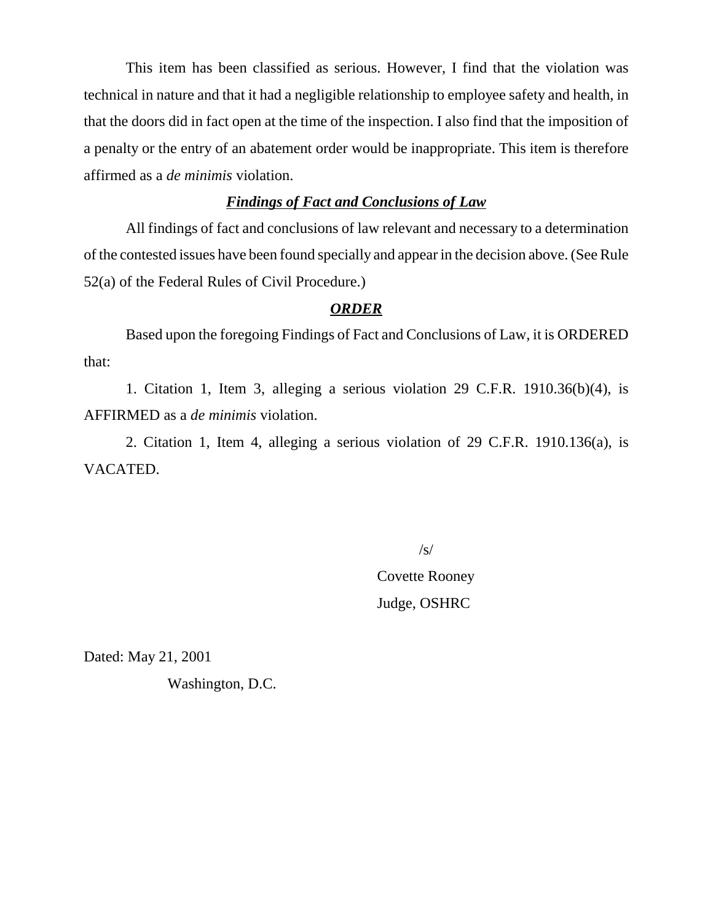This item has been classified as serious. However, I find that the violation was technical in nature and that it had a negligible relationship to employee safety and health, in that the doors did in fact open at the time of the inspection. I also find that the imposition of a penalty or the entry of an abatement order would be inappropriate. This item is therefore affirmed as a *de minimis* violation.

***Findings of Fact and Conclusions of Law***

All findings of fact and conclusions of law relevant and necessary to a determination of the contested issues have been found specially and appear in the decision above. (See Rule 52(a) of the Federal Rules of Civil Procedure.)

***ORDER***

Based upon the foregoing Findings of Fact and Conclusions of Law, it is ORDERED that:

1. Citation 1, Item 3, alleging a serious violation 29 C.F.R. 1910.36(b)(4), is AFFIRMED as a *de minimis* violation.

2. Citation 1, Item 4, alleging a serious violation of 29 C.F.R. 1910.136(a), is VACATED.

/s/

Covette Rooney

Judge, OSHRC

Dated: May 21, 2001

Washington, D.C.